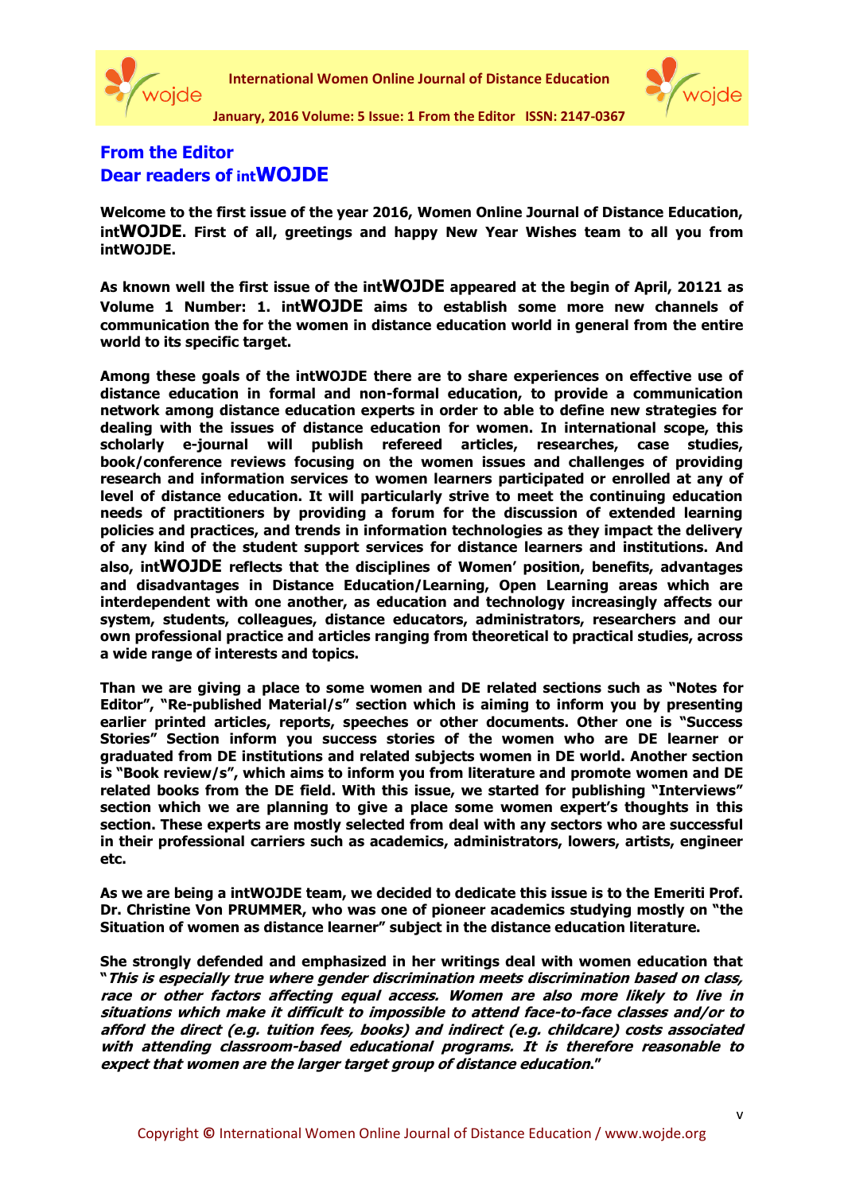## From the Editor
## Dear readers of intWOJDE

**Welcome to the first issue of the year 2016, Women Online Journal of Distance Education, intWOJDE. First of all, greetings and happy New Year Wishes team to all you from intWOJDE.**

**As known well the first issue of the intWOJDE appeared at the begin of April, 20121 as Volume 1 Number: 1. intWOJDE aims to establish some more new channels of communication the for the women in distance education world in general from the entire world to its specific target.**

**Among these goals of the intWOJDE there are to share experiences on effective use of distance education in formal and non-formal education, to provide a communication network among distance education experts in order to able to define new strategies for dealing with the issues of distance education for women. In international scope, this scholarly e-journal will publish refereed articles, researches, case studies, book/conference reviews focusing on the women issues and challenges of providing research and information services to women learners participated or enrolled at any of level of distance education. It will particularly strive to meet the continuing education needs of practitioners by providing a forum for the discussion of extended learning policies and practices, and trends in information technologies as they impact the delivery of any kind of the student support services for distance learners and institutions. And also, intWOJDE reflects that the disciplines of Women' position, benefits, advantages and disadvantages in Distance Education/Learning, Open Learning areas which are interdependent with one another, as education and technology increasingly affects our system, students, colleagues, distance educators, administrators, researchers and our own professional practice and articles ranging from theoretical to practical studies, across a wide range of interests and topics.**

**Than we are giving a place to some women and DE related sections such as "Notes for Editor", "Re-published Material/s" section which is aiming to inform you by presenting earlier printed articles, reports, speeches or other documents. Other one is "Success Stories" Section inform you success stories of the women who are DE learner or graduated from DE institutions and related subjects women in DE world. Another section is "Book review/s", which aims to inform you from literature and promote women and DE related books from the DE field. With this issue, we started for publishing "Interviews" section which we are planning to give a place some women expert's thoughts in this section. These experts are mostly selected from deal with any sectors who are successful in their professional carriers such as academics, administrators, lowers, artists, engineer etc.**

**As we are being a intWOJDE team, we decided to dedicate this issue is to the Emeriti Prof. Dr. Christine Von PRUMMER, who was one of pioneer academics studying mostly on "the Situation of women as distance learner" subject in the distance education literature.**

**She strongly defended and emphasized in her writings deal with women education that "*This is especially true where gender discrimination meets discrimination based on class, race or other factors affecting equal access. Women are also more likely to live in situations which make it difficult to impossible to attend face-to-face classes and/or to afford the direct (e.g. tuition fees, books) and indirect (e.g. childcare) costs associated with attending classroom-based educational programs. It is therefore reasonable to expect that women are the larger target group of distance education.*"**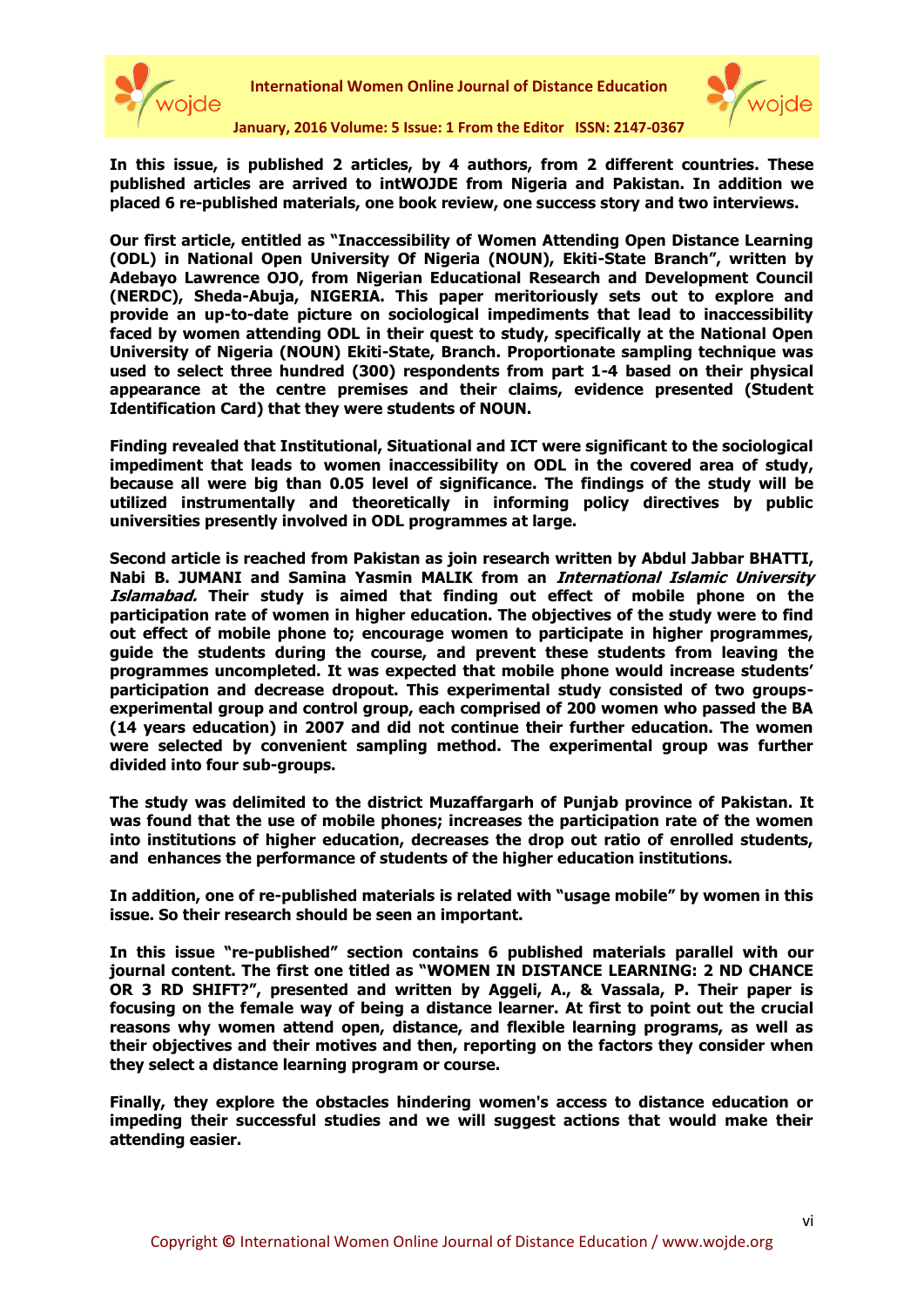**In this issue, is published 2 articles, by 4 authors, from 2 different countries. These published articles are arrived to intWOJDE from Nigeria and Pakistan. In addition we placed 6 re-published materials, one book review, one success story and two interviews.**

**Our first article, entitled as "Inaccessibility of Women Attending Open Distance Learning (ODL) in National Open University Of Nigeria (NOUN), Ekiti-State Branch", written by Adebayo Lawrence OJO, from Nigerian Educational Research and Development Council (NERDC), Sheda-Abuja, NIGERIA. This paper meritoriously sets out to explore and provide an up-to-date picture on sociological impediments that lead to inaccessibility faced by women attending ODL in their quest to study, specifically at the National Open University of Nigeria (NOUN) Ekiti-State, Branch. Proportionate sampling technique was used to select three hundred (300) respondents from part 1-4 based on their physical appearance at the centre premises and their claims, evidence presented (Student Identification Card) that they were students of NOUN.**

**Finding revealed that Institutional, Situational and ICT were significant to the sociological impediment that leads to women inaccessibility on ODL in the covered area of study, because all were big than 0.05 level of significance. The findings of the study will be utilized instrumentally and theoretically in informing policy directives by public universities presently involved in ODL programmes at large.**

**Second article is reached from Pakistan as join research written by Abdul Jabbar BHATTI, Nabi B. JUMANI and Samina Yasmin MALIK from an *International Islamic University Islamabad.* Their study is aimed that finding out effect of mobile phone on the participation rate of women in higher education. The objectives of the study were to find out effect of mobile phone to; encourage women to participate in higher programmes, guide the students during the course, and prevent these students from leaving the programmes uncompleted. It was expected that mobile phone would increase students' participation and decrease dropout. This experimental study consisted of two groups-experimental group and control group, each comprised of 200 women who passed the BA (14 years education) in 2007 and did not continue their further education. The women were selected by convenient sampling method. The experimental group was further divided into four sub-groups.**

**The study was delimited to the district Muzaffargarh of Punjab province of Pakistan. It was found that the use of mobile phones; increases the participation rate of the women into institutions of higher education, decreases the drop out ratio of enrolled students, and enhances the performance of students of the higher education institutions.**

**In addition, one of re-published materials is related with "usage mobile" by women in this issue. So their research should be seen an important.**

**In this issue "re-published" section contains 6 published materials parallel with our journal content. The first one titled as "WOMEN IN DISTANCE LEARNING: 2 ND CHANCE OR 3 RD SHIFT?", presented and written by Aggeli, A., & Vassala, P. Their paper is focusing on the female way of being a distance learner. At first to point out the crucial reasons why women attend open, distance, and flexible learning programs, as well as their objectives and their motives and then, reporting on the factors they consider when they select a distance learning program or course.**

**Finally, they explore the obstacles hindering women's access to distance education or impeding their successful studies and we will suggest actions that would make their attending easier.**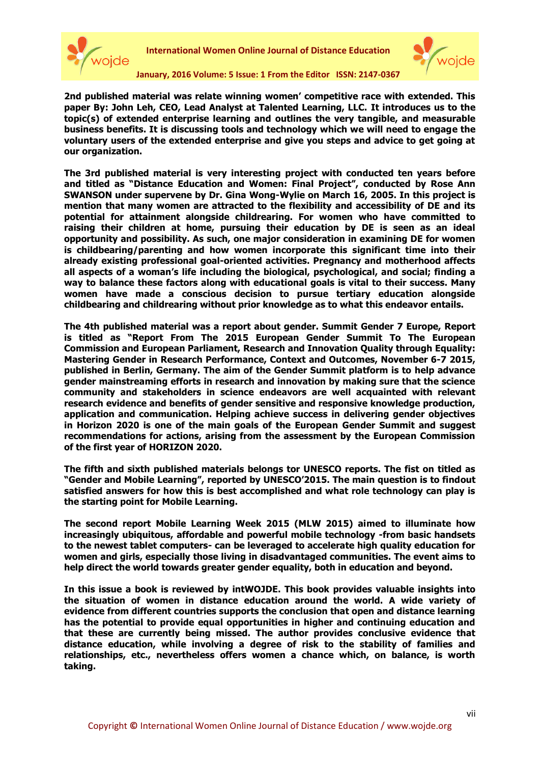**2nd published material was relate winning women' competitive race with extended. This paper By: John Leh, CEO, Lead Analyst at Talented Learning, LLC. It introduces us to the topic(s) of extended enterprise learning and outlines the very tangible, and measurable business benefits. It is discussing tools and technology which we will need to engage the voluntary users of the extended enterprise and give you steps and advice to get going at our organization.**

**The 3rd published material is very interesting project with conducted ten years before and titled as "Distance Education and Women: Final Project", conducted by Rose Ann SWANSON under supervene by Dr. Gina Wong-Wylie on March 16, 2005. In this project is mention that many women are attracted to the flexibility and accessibility of DE and its potential for attainment alongside childrearing. For women who have committed to raising their children at home, pursuing their education by DE is seen as an ideal opportunity and possibility. As such, one major consideration in examining DE for women is childbearing/parenting and how women incorporate this significant time into their already existing professional goal-oriented activities. Pregnancy and motherhood affects all aspects of a woman's life including the biological, psychological, and social; finding a way to balance these factors along with educational goals is vital to their success. Many women have made a conscious decision to pursue tertiary education alongside childbearing and childrearing without prior knowledge as to what this endeavor entails.**

**The 4th published material was a report about gender. Summit Gender 7 Europe, Report is titled as "Report From The 2015 European Gender Summit To The European Commission and European Parliament, Research and Innovation Quality through Equality: Mastering Gender in Research Performance, Context and Outcomes, November 6-7 2015, published in Berlin, Germany. The aim of the Gender Summit platform is to help advance gender mainstreaming efforts in research and innovation by making sure that the science community and stakeholders in science endeavors are well acquainted with relevant research evidence and benefits of gender sensitive and responsive knowledge production, application and communication. Helping achieve success in delivering gender objectives in Horizon 2020 is one of the main goals of the European Gender Summit and suggest recommendations for actions, arising from the assessment by the European Commission of the first year of HORIZON 2020.**

**The fifth and sixth published materials belongs tor UNESCO reports. The fist on titled as "Gender and Mobile Learning", reported by UNESCO'2015. The main question is to findout satisfied answers for how this is best accomplished and what role technology can play is the starting point for Mobile Learning.**

**The second report Mobile Learning Week 2015 (MLW 2015) aimed to illuminate how increasingly ubiquitous, affordable and powerful mobile technology -from basic handsets to the newest tablet computers- can be leveraged to accelerate high quality education for women and girls, especially those living in disadvantaged communities. The event aims to help direct the world towards greater gender equality, both in education and beyond.**

**In this issue a book is reviewed by intWOJDE. This book provides valuable insights into the situation of women in distance education around the world. A wide variety of evidence from different countries supports the conclusion that open and distance learning has the potential to provide equal opportunities in higher and continuing education and that these are currently being missed. The author provides conclusive evidence that distance education, while involving a degree of risk to the stability of families and relationships, etc., nevertheless offers women a chance which, on balance, is worth taking.**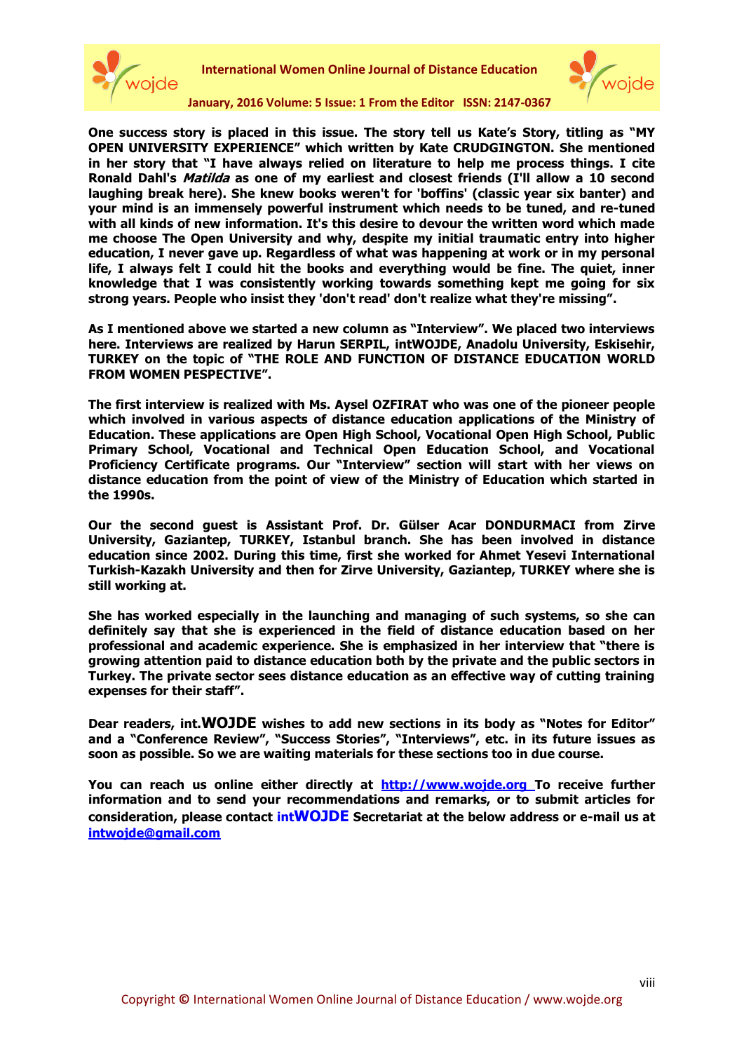**One success story is placed in this issue. The story tell us Kate's Story, titling as "MY OPEN UNIVERSITY EXPERIENCE" which written by Kate CRUDGINGTON. She mentioned in her story that "I have always relied on literature to help me process things. I cite Ronald Dahl's *Matilda* as one of my earliest and closest friends (I'll allow a 10 second laughing break here). She knew books weren't for 'boffins' (classic year six banter) and your mind is an immensely powerful instrument which needs to be tuned, and re-tuned with all kinds of new information. It's this desire to devour the written word which made me choose The Open University and why, despite my initial traumatic entry into higher education, I never gave up. Regardless of what was happening at work or in my personal life, I always felt I could hit the books and everything would be fine. The quiet, inner knowledge that I was consistently working towards something kept me going for six strong years. People who insist they 'don't read' don't realize what they're missing".**

**As I mentioned above we started a new column as "Interview". We placed two interviews here. Interviews are realized by Harun SERPIL, intWOJDE, Anadolu University, Eskisehir, TURKEY on the topic of "THE ROLE AND FUNCTION OF DISTANCE EDUCATION WORLD FROM WOMEN PESPECTIVE".**

**The first interview is realized with Ms. Aysel OZFIRAT who was one of the pioneer people which involved in various aspects of distance education applications of the Ministry of Education. These applications are Open High School, Vocational Open High School, Public Primary School, Vocational and Technical Open Education School, and Vocational Proficiency Certificate programs. Our "Interview" section will start with her views on distance education from the point of view of the Ministry of Education which started in the 1990s.**

**Our the second guest is Assistant Prof. Dr. Gülser Acar DONDURMACI from Zirve University, Gaziantep, TURKEY, Istanbul branch. She has been involved in distance education since 2002. During this time, first she worked for Ahmet Yesevi International Turkish-Kazakh University and then for Zirve University, Gaziantep, TURKEY where she is still working at.**

**She has worked especially in the launching and managing of such systems, so she can definitely say that she is experienced in the field of distance education based on her professional and academic experience. She is emphasized in her interview that "there is growing attention paid to distance education both by the private and the public sectors in Turkey. The private sector sees distance education as an effective way of cutting training expenses for their staff".**

**Dear readers, int.WOJDE wishes to add new sections in its body as "Notes for Editor" and a "Conference Review", "Success Stories", "Interviews", etc. in its future issues as soon as possible. So we are waiting materials for these sections too in due course.**

**You can reach us online either directly at [http://www.wojde.org](http://www.wojde.org) To receive further information and to send your recommendations and remarks, or to submit articles for consideration, please contact intWOJDE Secretariat at the below address or e-mail us at [intwojde@gmail.com](mailto:intwojde@gmail.com)**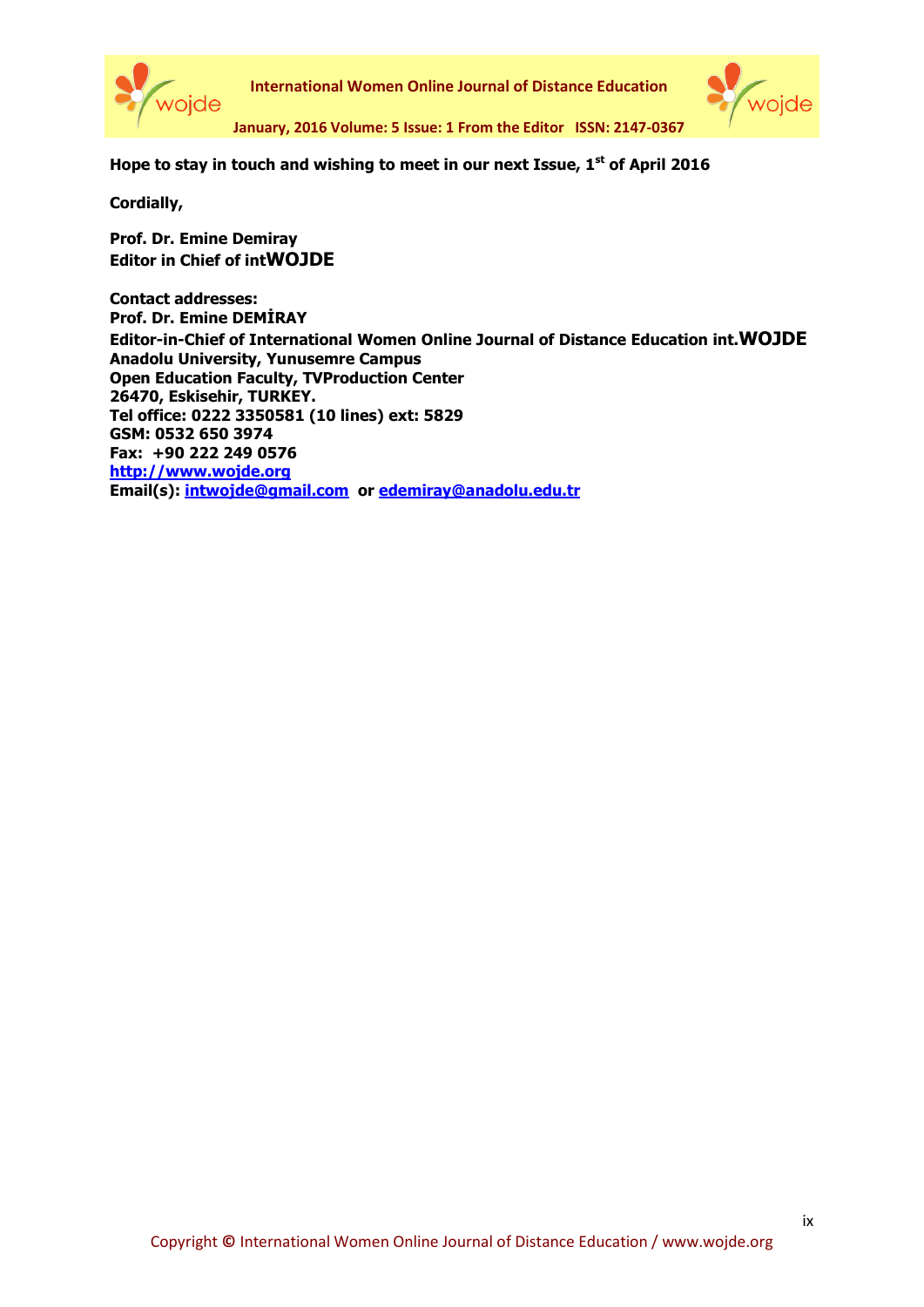**Hope to stay in touch and wishing to meet in our next Issue, 1st of April 2016**

**Cordially,**

**Prof. Dr. Emine Demiray**
**Editor in Chief of intWOJDE**

**Contact addresses:**
**Prof. Dr. Emine DEMİRAY**
**Editor-in-Chief of International Women Online Journal of Distance Education int.WOJDE**
**Anadolu University, Yunusemre Campus**
**Open Education Faculty, TVProduction Center**
**26470, Eskisehir, TURKEY.**
**Tel office: 0222 3350581 (10 lines) ext: 5829**
**GSM: 0532 650 3974**
**Fax: +90 222 249 0576**
**[http://www.wojde.org](http://www.wojde.org)**
**Email(s): [intwojde@gmail.com](mailto:intwojde@gmail.com) or [edemiray@anadolu.edu.tr](mailto:edemiray@anadolu.edu.tr)**